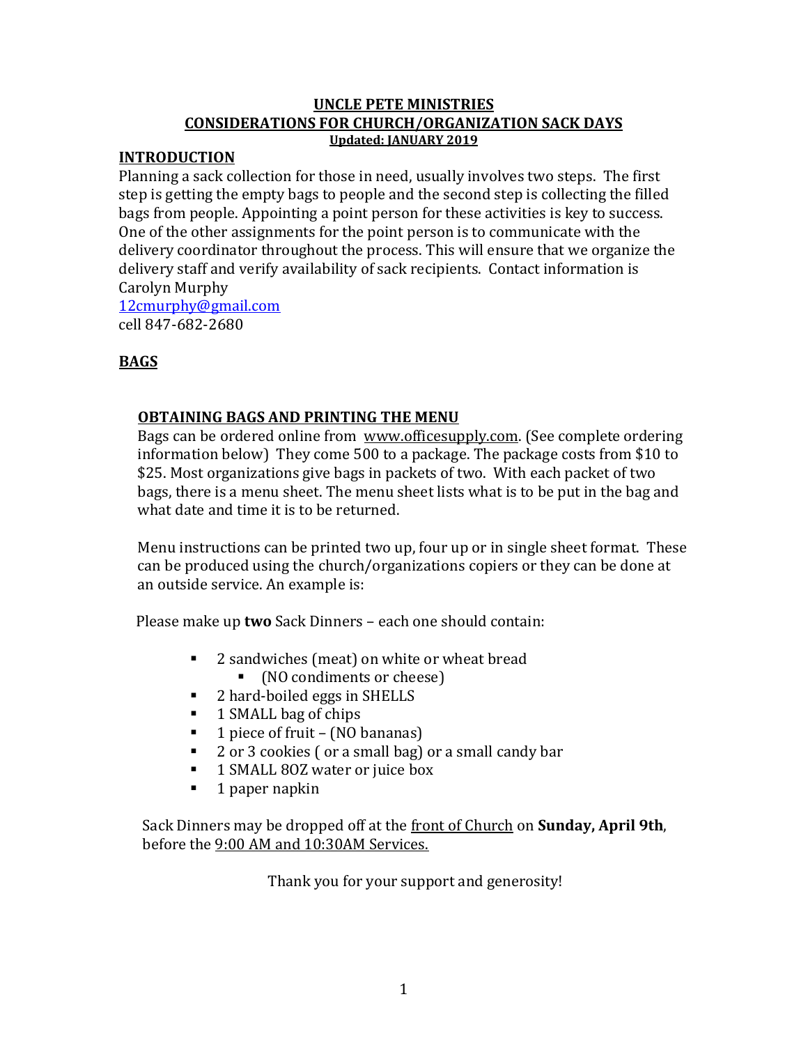# UNCLE PETE MINISTRIES
# CONSIDERATIONS FOR CHURCH/ORGANIZATION SACK DAYS

**Updated: JANUARY 2019**

## INTRODUCTION

Planning a sack collection for those in need, usually involves two steps. The first step is getting the empty bags to people and the second step is collecting the filled bags from people. Appointing a point person for these activities is key to success. One of the other assignments for the point person is to communicate with the delivery coordinator throughout the process. This will ensure that we organize the delivery staff and verify availability of sack recipients. Contact information is
Carolyn Murphy
12cmurphy@gmail.com
cell 847-682-2680

## BAGS

### OBTAINING BAGS AND PRINTING THE MENU

Bags can be ordered online from www.officesupply.com. (See complete ordering information below) They come 500 to a package. The package costs from $10 to $25. Most organizations give bags in packets of two. With each packet of two bags, there is a menu sheet. The menu sheet lists what is to be put in the bag and what date and time it is to be returned.

Menu instructions can be printed two up, four up or in single sheet format. These can be produced using the church/organizations copiers or they can be done at an outside service. An example is:

Please make up **two** Sack Dinners – each one should contain:

- 2 sandwiches (meat) on white or wheat bread
  - (NO condiments or cheese)
- 2 hard-boiled eggs in SHELLS
- 1 SMALL bag of chips
- 1 piece of fruit – (NO bananas)
- 2 or 3 cookies ( or a small bag) or a small candy bar
- 1 SMALL 8OZ water or juice box
- 1 paper napkin

Sack Dinners may be dropped off at the front of Church on **Sunday, April 9th**, before the 9:00 AM and 10:30AM Services.

Thank you for your support and generosity!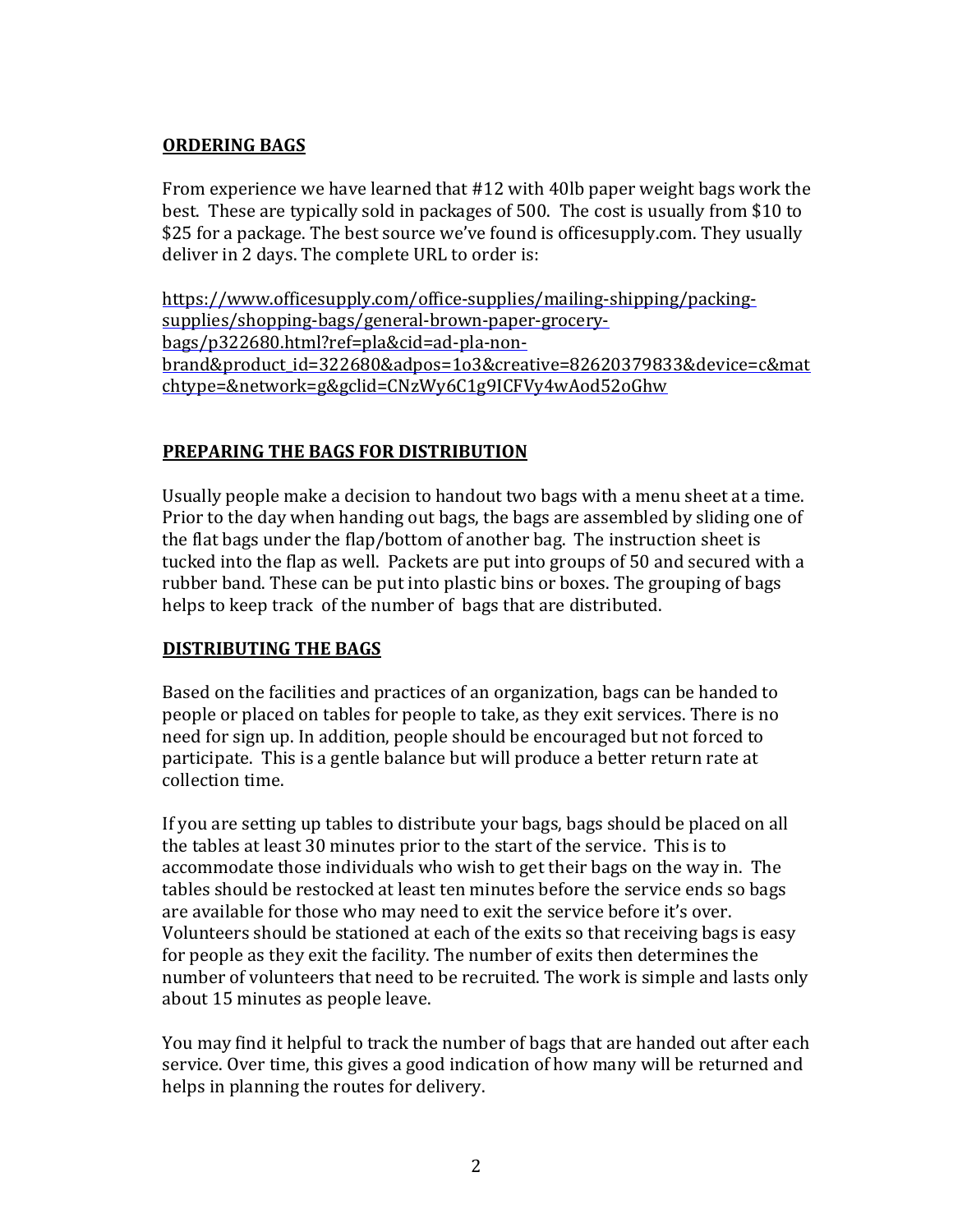## ORDERING BAGS

From experience we have learned that #12 with 40lb paper weight bags work the best. These are typically sold in packages of 500. The cost is usually from $10 to $25 for a package. The best source we've found is officesupply.com. They usually deliver in 2 days. The complete URL to order is:

https://www.officesupply.com/office-supplies/mailing-shipping/packing-supplies/shopping-bags/general-brown-paper-grocery-bags/p322680.html?ref=pla&cid=ad-pla-non-brand&product_id=322680&adpos=1o3&creative=82620379833&device=c&matchtype=&network=g&gclid=CNzWy6C1g9ICFVy4wAod52oGhw

## PREPARING THE BAGS FOR DISTRIBUTION

Usually people make a decision to handout two bags with a menu sheet at a time. Prior to the day when handing out bags, the bags are assembled by sliding one of the flat bags under the flap/bottom of another bag. The instruction sheet is tucked into the flap as well. Packets are put into groups of 50 and secured with a rubber band. These can be put into plastic bins or boxes. The grouping of bags helps to keep track of the number of bags that are distributed.

## DISTRIBUTING THE BAGS

Based on the facilities and practices of an organization, bags can be handed to people or placed on tables for people to take, as they exit services. There is no need for sign up. In addition, people should be encouraged but not forced to participate. This is a gentle balance but will produce a better return rate at collection time.

If you are setting up tables to distribute your bags, bags should be placed on all the tables at least 30 minutes prior to the start of the service. This is to accommodate those individuals who wish to get their bags on the way in. The tables should be restocked at least ten minutes before the service ends so bags are available for those who may need to exit the service before it's over. Volunteers should be stationed at each of the exits so that receiving bags is easy for people as they exit the facility. The number of exits then determines the number of volunteers that need to be recruited. The work is simple and lasts only about 15 minutes as people leave.

You may find it helpful to track the number of bags that are handed out after each service. Over time, this gives a good indication of how many will be returned and helps in planning the routes for delivery.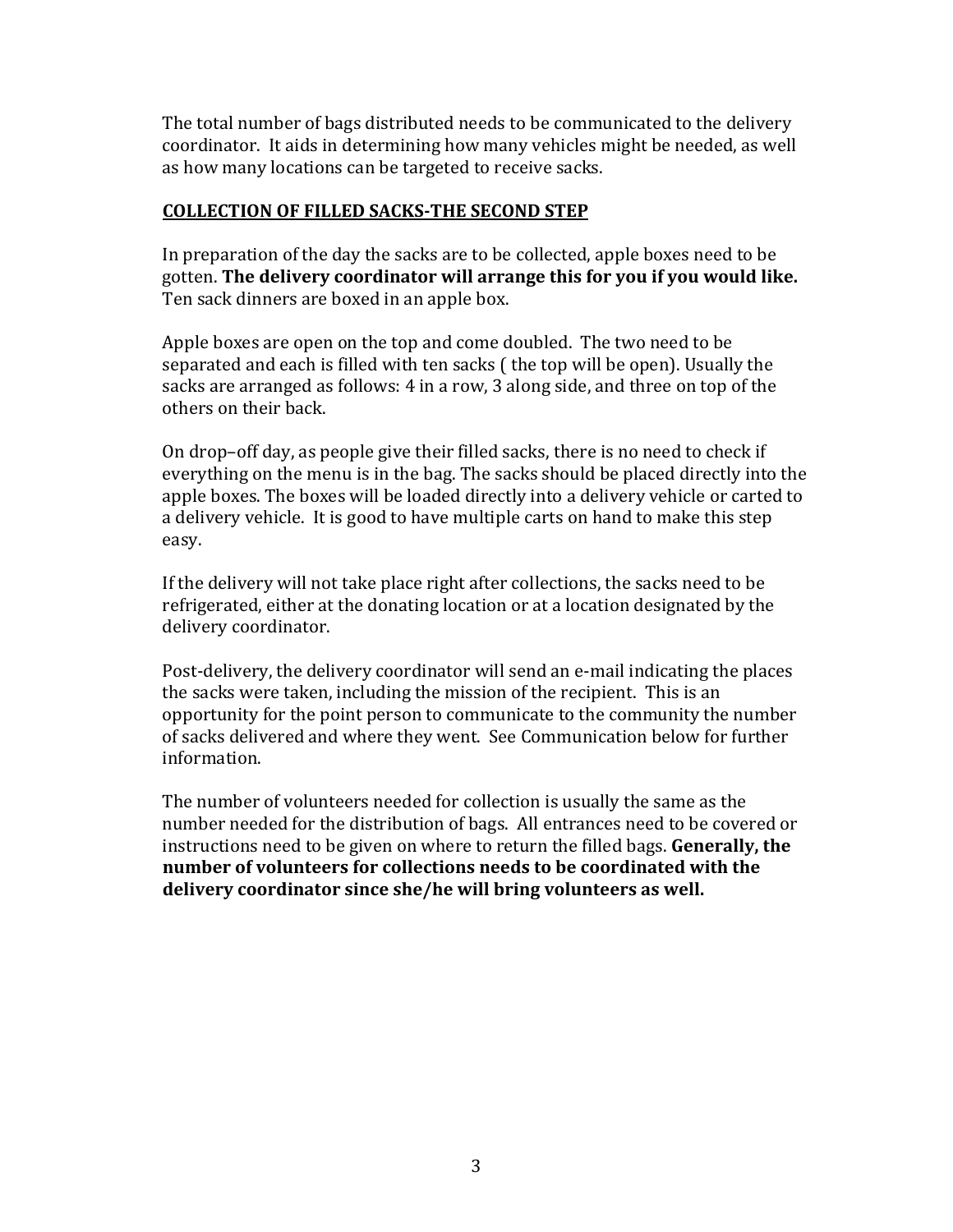The total number of bags distributed needs to be communicated to the delivery coordinator. It aids in determining how many vehicles might be needed, as well as how many locations can be targeted to receive sacks.

## COLLECTION OF FILLED SACKS-THE SECOND STEP

In preparation of the day the sacks are to be collected, apple boxes need to be gotten. **The delivery coordinator will arrange this for you if you would like.** Ten sack dinners are boxed in an apple box.

Apple boxes are open on the top and come doubled. The two need to be separated and each is filled with ten sacks ( the top will be open). Usually the sacks are arranged as follows: 4 in a row, 3 along side, and three on top of the others on their back.

On drop–off day, as people give their filled sacks, there is no need to check if everything on the menu is in the bag. The sacks should be placed directly into the apple boxes. The boxes will be loaded directly into a delivery vehicle or carted to a delivery vehicle. It is good to have multiple carts on hand to make this step easy.

If the delivery will not take place right after collections, the sacks need to be refrigerated, either at the donating location or at a location designated by the delivery coordinator.

Post-delivery, the delivery coordinator will send an e-mail indicating the places the sacks were taken, including the mission of the recipient. This is an opportunity for the point person to communicate to the community the number of sacks delivered and where they went. See Communication below for further information.

The number of volunteers needed for collection is usually the same as the number needed for the distribution of bags. All entrances need to be covered or instructions need to be given on where to return the filled bags. **Generally, the number of volunteers for collections needs to be coordinated with the delivery coordinator since she/he will bring volunteers as well.**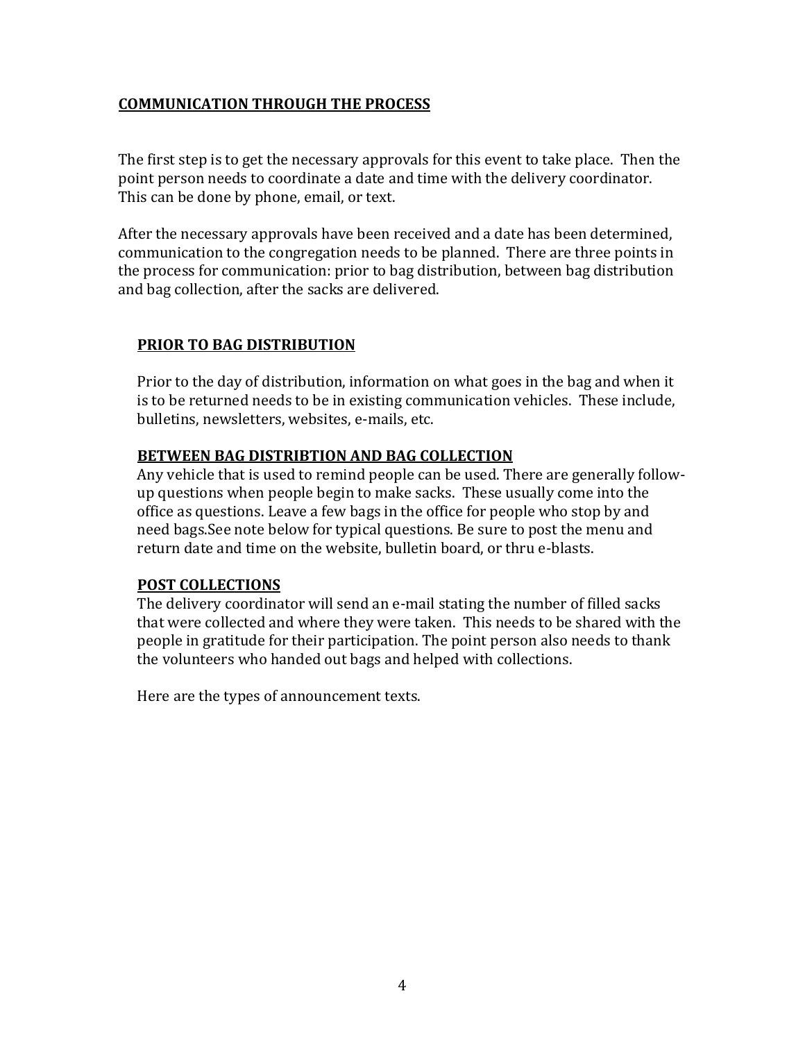## COMMUNICATION THROUGH THE PROCESS

The first step is to get the necessary approvals for this event to take place. Then the point person needs to coordinate a date and time with the delivery coordinator. This can be done by phone, email, or text.

After the necessary approvals have been received and a date has been determined, communication to the congregation needs to be planned. There are three points in the process for communication: prior to bag distribution, between bag distribution and bag collection, after the sacks are delivered.

### PRIOR TO BAG DISTRIBUTION

Prior to the day of distribution, information on what goes in the bag and when it is to be returned needs to be in existing communication vehicles. These include, bulletins, newsletters, websites, e-mails, etc.

### BETWEEN BAG DISTRIBTION AND BAG COLLECTION

Any vehicle that is used to remind people can be used. There are generally follow-up questions when people begin to make sacks. These usually come into the office as questions. Leave a few bags in the office for people who stop by and need bags.See note below for typical questions. Be sure to post the menu and return date and time on the website, bulletin board, or thru e-blasts.

### POST COLLECTIONS

The delivery coordinator will send an e-mail stating the number of filled sacks that were collected and where they were taken. This needs to be shared with the people in gratitude for their participation. The point person also needs to thank the volunteers who handed out bags and helped with collections.

Here are the types of announcement texts.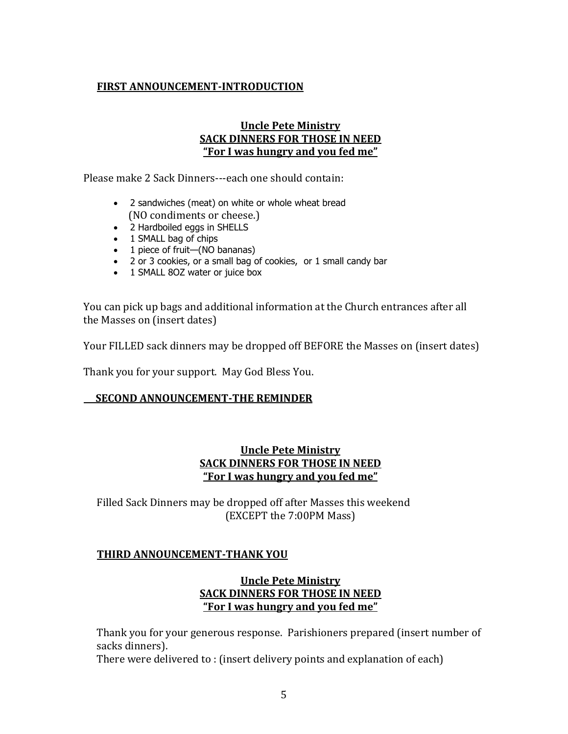**FIRST ANNOUNCEMENT-INTRODUCTION**

**Uncle Pete Ministry**
**SACK DINNERS FOR THOSE IN NEED**
**"For I was hungry and you fed me"**

Please make 2 Sack Dinners---each one should contain:

- 2 sandwiches (meat) on white or whole wheat bread (NO condiments or cheese.)
- 2 Hardboiled eggs in SHELLS
- 1 SMALL bag of chips
- 1 piece of fruit—(NO bananas)
- 2 or 3 cookies, or a small bag of cookies, or 1 small candy bar
- 1 SMALL 8OZ water or juice box

You can pick up bags and additional information at the Church entrances after all the Masses on (insert dates)

Your FILLED sack dinners may be dropped off BEFORE the Masses on (insert dates)

Thank you for your support. May God Bless You.

**SECOND ANNOUNCEMENT-THE REMINDER**

**Uncle Pete Ministry**
**SACK DINNERS FOR THOSE IN NEED**
**"For I was hungry and you fed me"**

Filled Sack Dinners may be dropped off after Masses this weekend (EXCEPT the 7:00PM Mass)

**THIRD ANNOUNCEMENT-THANK YOU**

**Uncle Pete Ministry**
**SACK DINNERS FOR THOSE IN NEED**
**"For I was hungry and you fed me"**

Thank you for your generous response. Parishioners prepared (insert number of sacks dinners).
There were delivered to : (insert delivery points and explanation of each)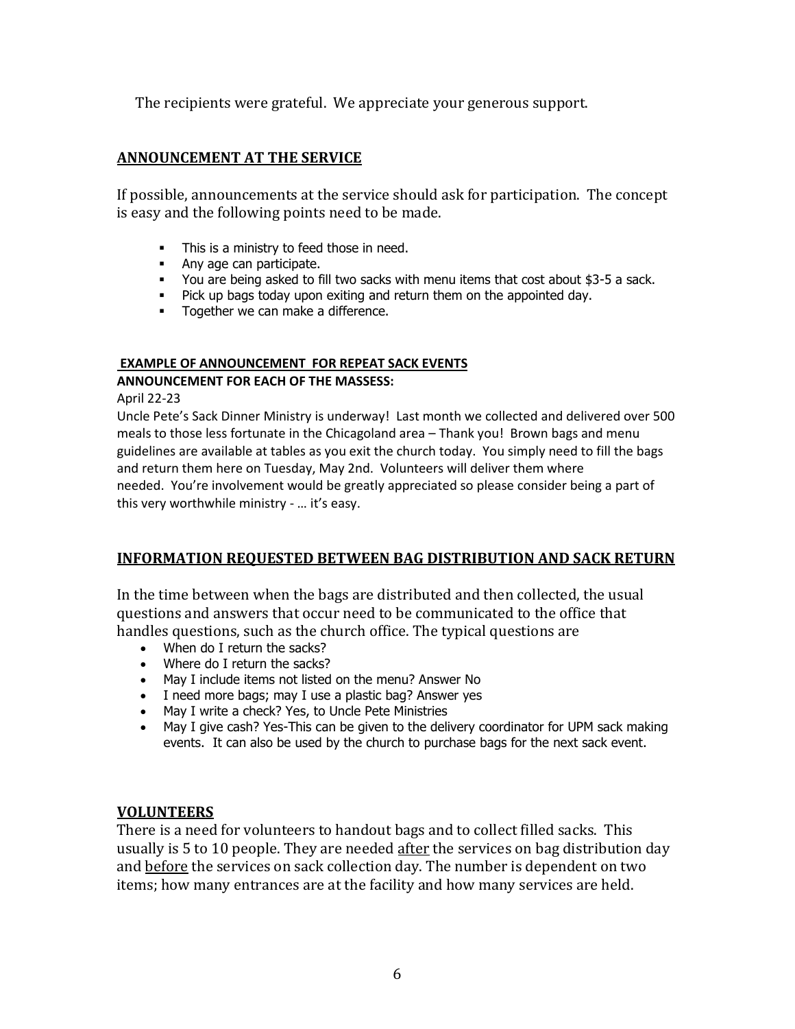The recipients were grateful. We appreciate your generous support.

## ANNOUNCEMENT AT THE SERVICE

If possible, announcements at the service should ask for participation. The concept is easy and the following points need to be made.

- This is a ministry to feed those in need.
- Any age can participate.
- You are being asked to fill two sacks with menu items that cost about $3-5 a sack.
- Pick up bags today upon exiting and return them on the appointed day.
- Together we can make a difference.

### EXAMPLE OF ANNOUNCEMENT FOR REPEAT SACK EVENTS

**ANNOUNCEMENT FOR EACH OF THE MASSESS:**

April 22-23

Uncle Pete's Sack Dinner Ministry is underway! Last month we collected and delivered over 500 meals to those less fortunate in the Chicagoland area – Thank you! Brown bags and menu guidelines are available at tables as you exit the church today. You simply need to fill the bags and return them here on Tuesday, May 2nd. Volunteers will deliver them where needed. You're involvement would be greatly appreciated so please consider being a part of this very worthwhile ministry - … it's easy.

## INFORMATION REQUESTED BETWEEN BAG DISTRIBUTION AND SACK RETURN

In the time between when the bags are distributed and then collected, the usual questions and answers that occur need to be communicated to the office that handles questions, such as the church office. The typical questions are

- When do I return the sacks?
- Where do I return the sacks?
- May I include items not listed on the menu? Answer No
- I need more bags; may I use a plastic bag? Answer yes
- May I write a check? Yes, to Uncle Pete Ministries
- May I give cash? Yes-This can be given to the delivery coordinator for UPM sack making events. It can also be used by the church to purchase bags for the next sack event.

## VOLUNTEERS

There is a need for volunteers to handout bags and to collect filled sacks. This usually is 5 to 10 people. They are needed <u>after</u> the services on bag distribution day and <u>before</u> the services on sack collection day. The number is dependent on two items; how many entrances are at the facility and how many services are held.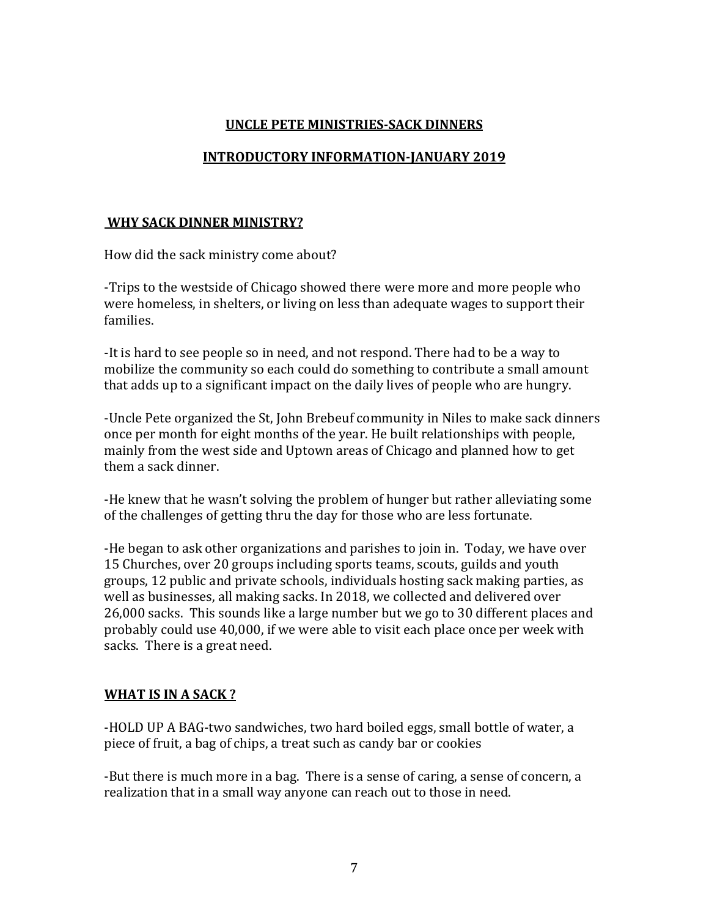## UNCLE PETE MINISTRIES-SACK DINNERS

## INTRODUCTORY INFORMATION-JANUARY 2019

### WHY SACK DINNER MINISTRY?

How did the sack ministry come about?

-Trips to the westside of Chicago showed there were more and more people who were homeless, in shelters, or living on less than adequate wages to support their families.

-It is hard to see people so in need, and not respond. There had to be a way to mobilize the community so each could do something to contribute a small amount that adds up to a significant impact on the daily lives of people who are hungry.

-Uncle Pete organized the St, John Brebeuf community in Niles to make sack dinners once per month for eight months of the year. He built relationships with people, mainly from the west side and Uptown areas of Chicago and planned how to get them a sack dinner.

-He knew that he wasn't solving the problem of hunger but rather alleviating some of the challenges of getting thru the day for those who are less fortunate.

-He began to ask other organizations and parishes to join in. Today, we have over 15 Churches, over 20 groups including sports teams, scouts, guilds and youth groups, 12 public and private schools, individuals hosting sack making parties, as well as businesses, all making sacks. In 2018, we collected and delivered over 26,000 sacks. This sounds like a large number but we go to 30 different places and probably could use 40,000, if we were able to visit each place once per week with sacks. There is a great need.

### WHAT IS IN A SACK ?

-HOLD UP A BAG-two sandwiches, two hard boiled eggs, small bottle of water, a piece of fruit, a bag of chips, a treat such as candy bar or cookies

-But there is much more in a bag. There is a sense of caring, a sense of concern, a realization that in a small way anyone can reach out to those in need.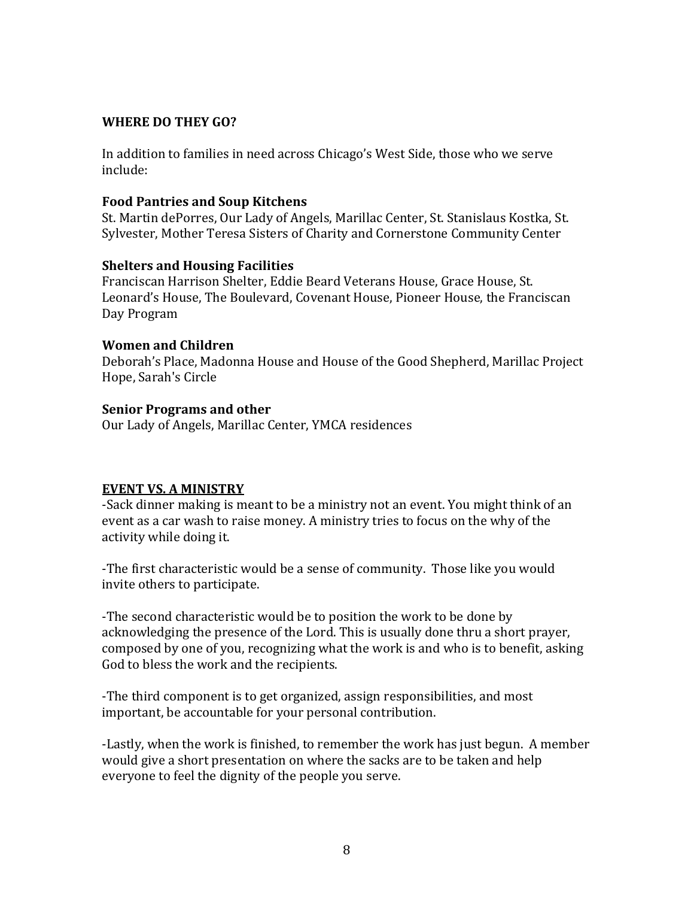## WHERE DO THEY GO?

In addition to families in need across Chicago's West Side, those who we serve include:

**Food Pantries and Soup Kitchens**
St. Martin dePorres, Our Lady of Angels, Marillac Center, St. Stanislaus Kostka, St. Sylvester, Mother Teresa Sisters of Charity and Cornerstone Community Center

**Shelters and Housing Facilities**
Franciscan Harrison Shelter, Eddie Beard Veterans House, Grace House, St. Leonard's House, The Boulevard, Covenant House, Pioneer House, the Franciscan Day Program

**Women and Children**
Deborah's Place, Madonna House and House of the Good Shepherd, Marillac Project Hope, Sarah's Circle

**Senior Programs and other**
Our Lady of Angels, Marillac Center, YMCA residences

## EVENT VS. A MINISTRY

-Sack dinner making is meant to be a ministry not an event. You might think of an event as a car wash to raise money. A ministry tries to focus on the why of the activity while doing it.

-The first characteristic would be a sense of community. Those like you would invite others to participate.

-The second characteristic would be to position the work to be done by acknowledging the presence of the Lord. This is usually done thru a short prayer, composed by one of you, recognizing what the work is and who is to benefit, asking God to bless the work and the recipients.

-The third component is to get organized, assign responsibilities, and most important, be accountable for your personal contribution.

-Lastly, when the work is finished, to remember the work has just begun. A member would give a short presentation on where the sacks are to be taken and help everyone to feel the dignity of the people you serve.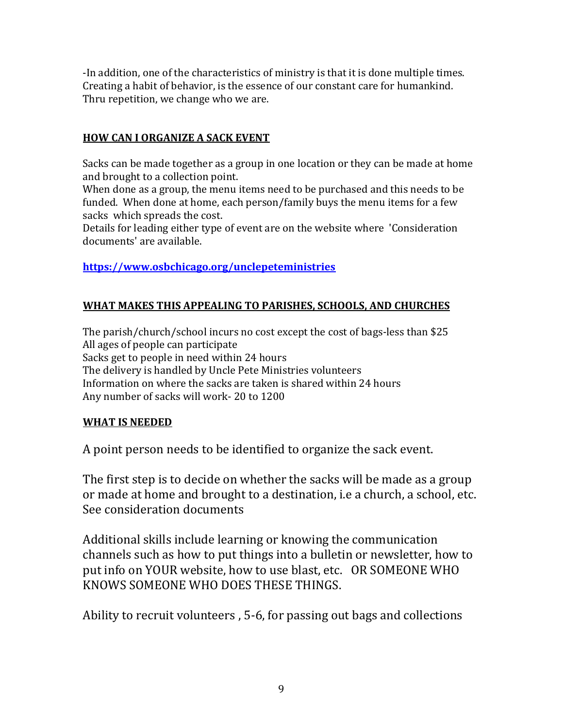-In addition, one of the characteristics of ministry is that it is done multiple times. Creating a habit of behavior, is the essence of our constant care for humankind. Thru repetition, we change who we are.

## HOW CAN I ORGANIZE A SACK EVENT

Sacks can be made together as a group in one location or they can be made at home and brought to a collection point.
When done as a group, the menu items need to be purchased and this needs to be funded. When done at home, each person/family buys the menu items for a few sacks which spreads the cost.
Details for leading either type of event are on the website where 'Consideration documents' are available.

**https://www.osbchicago.org/unclepeteministries**

## WHAT MAKES THIS APPEALING TO PARISHES, SCHOOLS, AND CHURCHES

The parish/church/school incurs no cost except the cost of bags-less than $25
All ages of people can participate
Sacks get to people in need within 24 hours
The delivery is handled by Uncle Pete Ministries volunteers
Information on where the sacks are taken is shared within 24 hours
Any number of sacks will work- 20 to 1200

## WHAT IS NEEDED

A point person needs to be identified to organize the sack event.

The first step is to decide on whether the sacks will be made as a group or made at home and brought to a destination, i.e a church, a school, etc. See consideration documents

Additional skills include learning or knowing the communication channels such as how to put things into a bulletin or newsletter, how to put info on YOUR website, how to use blast, etc. OR SOMEONE WHO KNOWS SOMEONE WHO DOES THESE THINGS.

Ability to recruit volunteers , 5-6, for passing out bags and collections